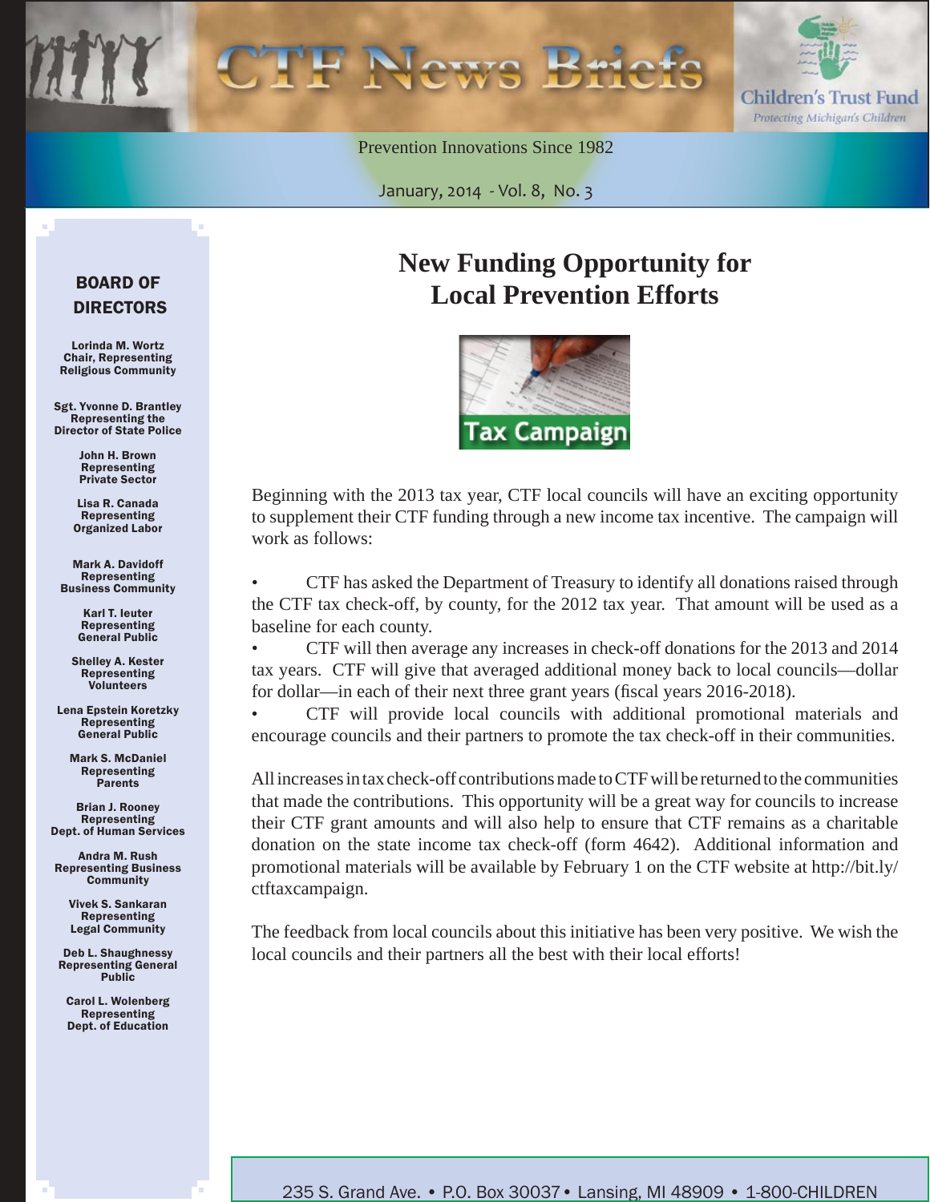# CTF News Briefs

Children's Trust Fund
*Protecting Michigan's Children*

Prevention Innovations Since 1982

January, 2014 - Vol. 8, No. 3

## BOARD OF DIRECTORS

**Lorinda M. Wortz**
Chair, Representing Religious Community

**Sgt. Yvonne D. Brantley**
Representing the Director of State Police

**John H. Brown**
Representing Private Sector

**Lisa R. Canada**
Representing Organized Labor

**Mark A. Davidoff**
Representing Business Community

**Karl T. Ieuter**
Representing General Public

**Shelley A. Kester**
Representing Volunteers

**Lena Epstein Koretzky**
Representing General Public

**Mark S. McDaniel**
Representing Parents

**Brian J. Rooney**
Representing Dept. of Human Services

**Andra M. Rush**
Representing Business Community

**Vivek S. Sankaran**
Representing Legal Community

**Deb L. Shaughnessy**
Representing General Public

**Carol L. Wolenberg**
Representing Dept. of Education

## New Funding Opportunity for Local Prevention Efforts

Tax Campaign

Beginning with the 2013 tax year, CTF local councils will have an exciting opportunity to supplement their CTF funding through a new income tax incentive. The campaign will work as follows:

- CTF has asked the Department of Treasury to identify all donations raised through the CTF tax check-off, by county, for the 2012 tax year. That amount will be used as a baseline for each county.
- CTF will then average any increases in check-off donations for the 2013 and 2014 tax years. CTF will give that averaged additional money back to local councils—dollar for dollar—in each of their next three grant years (fiscal years 2016-2018).
- CTF will provide local councils with additional promotional materials and encourage councils and their partners to promote the tax check-off in their communities.

All increases in tax check-off contributions made to CTF will be returned to the communities that made the contributions. This opportunity will be a great way for councils to increase their CTF grant amounts and will also help to ensure that CTF remains as a charitable donation on the state income tax check-off (form 4642). Additional information and promotional materials will be available by February 1 on the CTF website at http://bit.ly/ctftaxcampaign.

The feedback from local councils about this initiative has been very positive. We wish the local councils and their partners all the best with their local efforts!

235 S. Grand Ave. • P.O. Box 30037 • Lansing, MI 48909 • 1-800-CHILDREN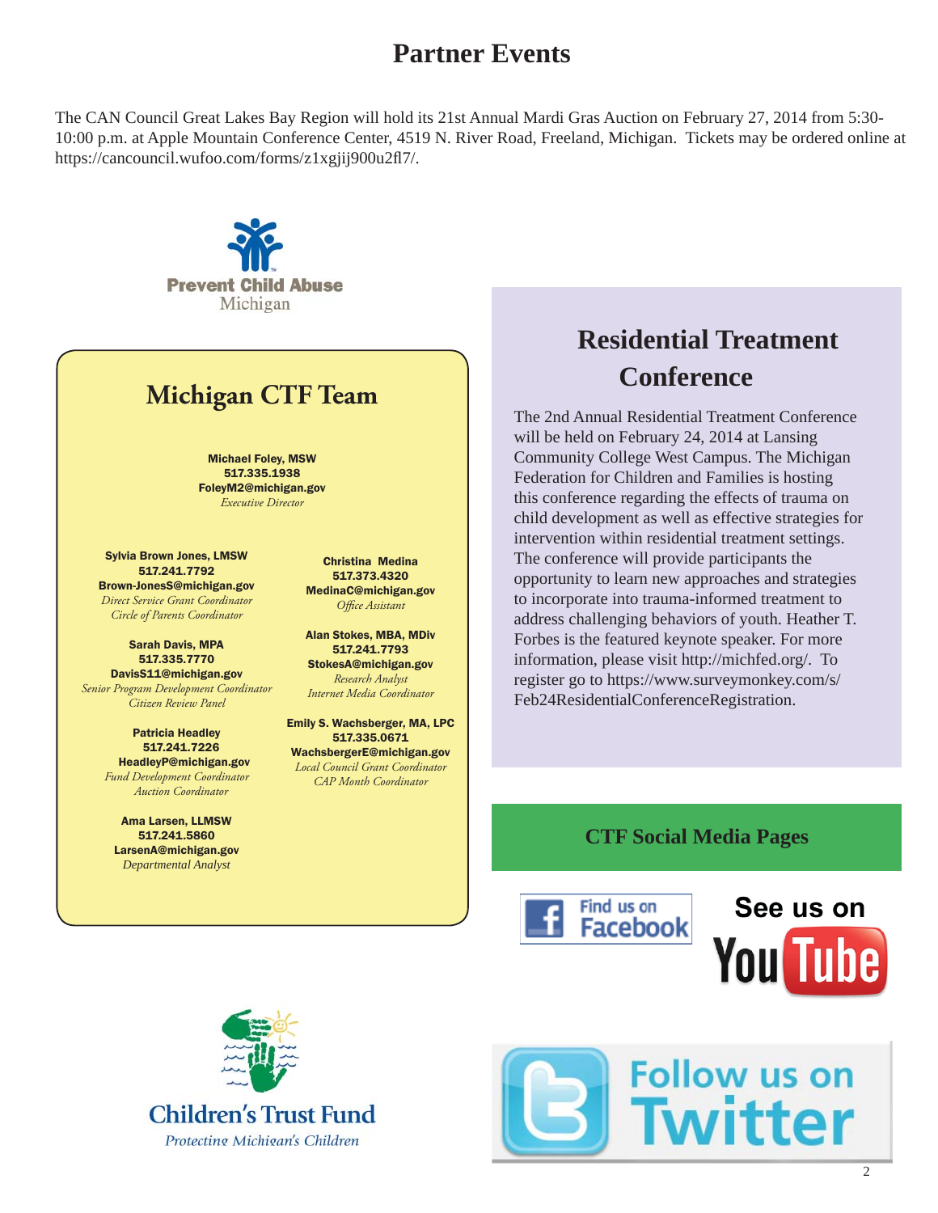# Partner Events

The CAN Council Great Lakes Bay Region will hold its 21st Annual Mardi Gras Auction on February 27, 2014 from 5:30-10:00 p.m. at Apple Mountain Conference Center, 4519 N. River Road, Freeland, Michigan. Tickets may be ordered online at https://cancouncil.wufoo.com/forms/z1xgjij900u2fl7/.

Prevent Child Abuse Michigan

## Michigan CTF Team

**Michael Foley, MSW**
**517.335.1938**
**FoleyM2@michigan.gov**
*Executive Director*

**Sylvia Brown Jones, LMSW**
**517.241.7792**
**Brown-JonesS@michigan.gov**
*Direct Service Grant Coordinator*
*Circle of Parents Coordinator*

**Sarah Davis, MPA**
**517.335.7770**
**DavisS11@michigan.gov**
*Senior Program Development Coordinator*
*Citizen Review Panel*

**Patricia Headley**
**517.241.7226**
**HeadleyP@michigan.gov**
*Fund Development Coordinator*
*Auction Coordinator*

**Ama Larsen, LLMSW**
**517.241.5860**
**LarsenA@michigan.gov**
*Departmental Analyst*

**Christina Medina**
**517.373.4320**
**MedinaC@michigan.gov**
*Office Assistant*

**Alan Stokes, MBA, MDiv**
**517.241.7793**
**StokesA@michigan.gov**
*Research Analyst*
*Internet Media Coordinator*

**Emily S. Wachsberger, MA, LPC**
**517.335.0671**
**WachsbergerE@michigan.gov**
*Local Council Grant Coordinator*
*CAP Month Coordinator*

## Residential Treatment Conference

The 2nd Annual Residential Treatment Conference will be held on February 24, 2014 at Lansing Community College West Campus. The Michigan Federation for Children and Families is hosting this conference regarding the effects of trauma on child development as well as effective strategies for intervention within residential treatment settings. The conference will provide participants the opportunity to learn new approaches and strategies to incorporate into trauma-informed treatment to address challenging behaviors of youth. Heather T. Forbes is the featured keynote speaker. For more information, please visit http://michfed.org/. To register go to https://www.surveymonkey.com/s/Feb24ResidentialConferenceRegistration.

## CTF Social Media Pages

Find us on Facebook

See us on YouTube

Follow us on Twitter

Children's Trust Fund
*Protecting Michigan's Children*